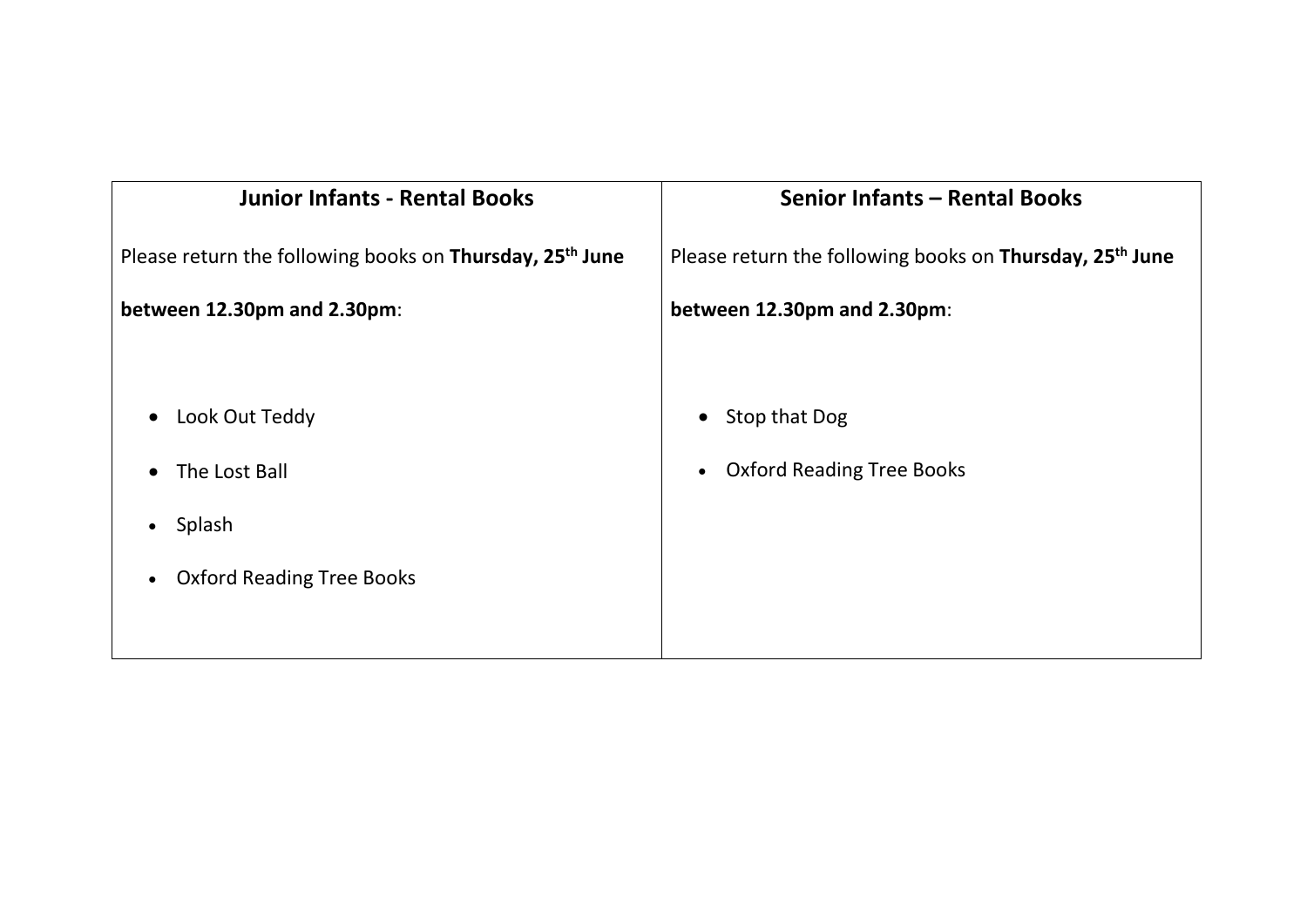| Junior Infants - Rental Books | Senior Infants – Rental Books |
| --- | --- |
| Please return the following books on **Thursday, 25th June between 12.30pm and 2.30pm**:<br><br>• Look Out Teddy<br>• The Lost Ball<br>• Splash<br>• Oxford Reading Tree Books | Please return the following books on **Thursday, 25th June between 12.30pm and 2.30pm**:<br><br>• Stop that Dog<br>• Oxford Reading Tree Books |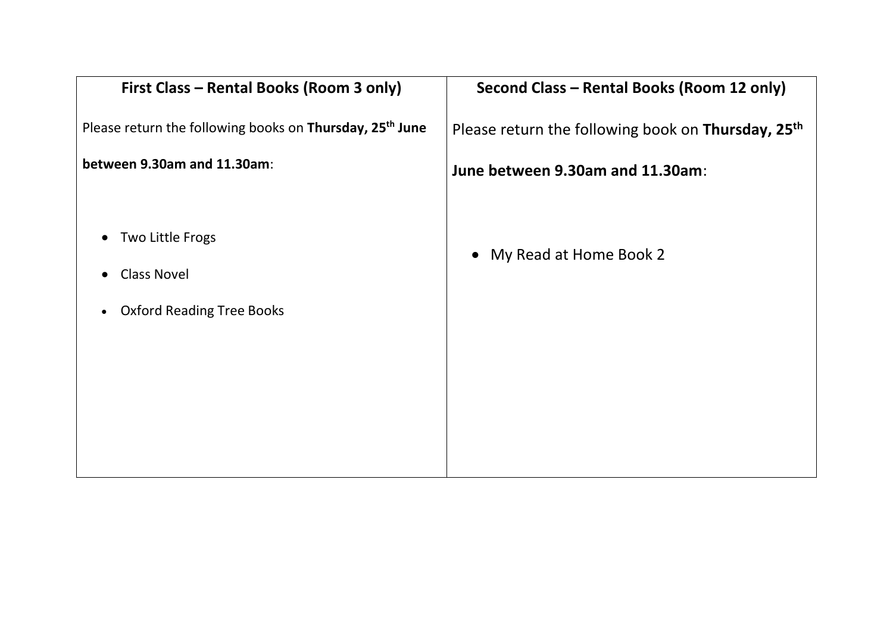| First Class – Rental Books (Room 3 only) | Second Class – Rental Books (Room 12 only) |
| --- | --- |
| Please return the following books on **Thursday, 25th June between 9.30am and 11.30am**:<br><br>• Two Little Frogs<br>• Class Novel<br>• Oxford Reading Tree Books | Please return the following book on **Thursday, 25th June between 9.30am and 11.30am**:<br><br>• My Read at Home Book 2 |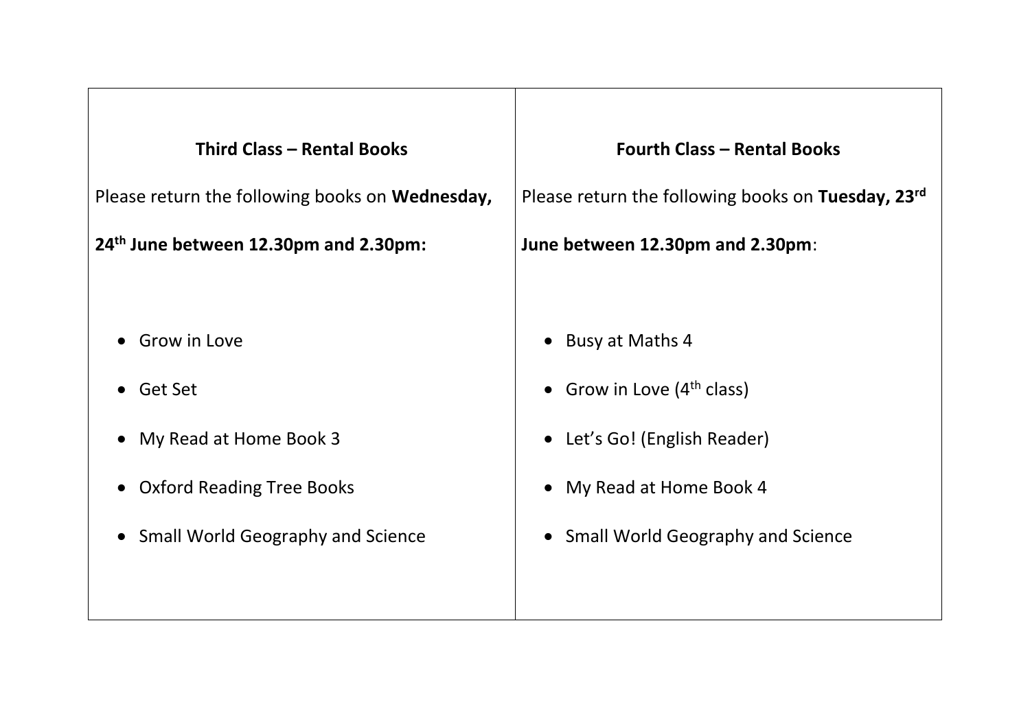## Third Class – Rental Books

Please return the following books on **Wednesday, 24th June between 12.30pm and 2.30pm:**

- Grow in Love
- Get Set
- My Read at Home Book 3
- Oxford Reading Tree Books
- Small World Geography and Science

## Fourth Class – Rental Books

Please return the following books on **Tuesday, 23rd June between 12.30pm and 2.30pm**:

- Busy at Maths 4
- Grow in Love (4th class)
- Let's Go! (English Reader)
- My Read at Home Book 4
- Small World Geography and Science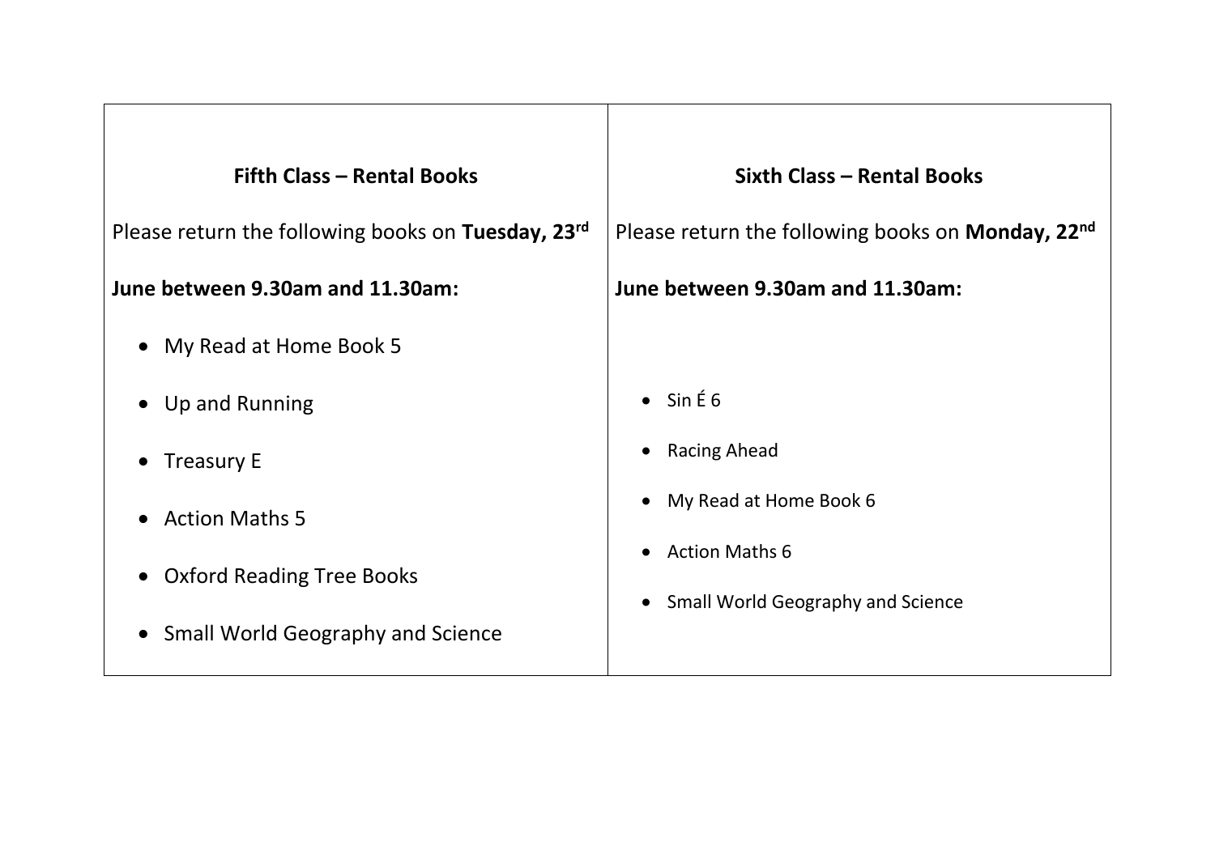| Fifth Class – Rental Books | Sixth Class – Rental Books |
| --- | --- |
| Please return the following books on **Tuesday, 23rd June between 9.30am and 11.30am:** | Please return the following books on **Monday, 22nd June between 9.30am and 11.30am:** |
| • My Read at Home Book 5<br>• Up and Running<br>• Treasury E<br>• Action Maths 5<br>• Oxford Reading Tree Books<br>• Small World Geography and Science | • Sin É 6<br>• Racing Ahead<br>• My Read at Home Book 6<br>• Action Maths 6<br>• Small World Geography and Science |